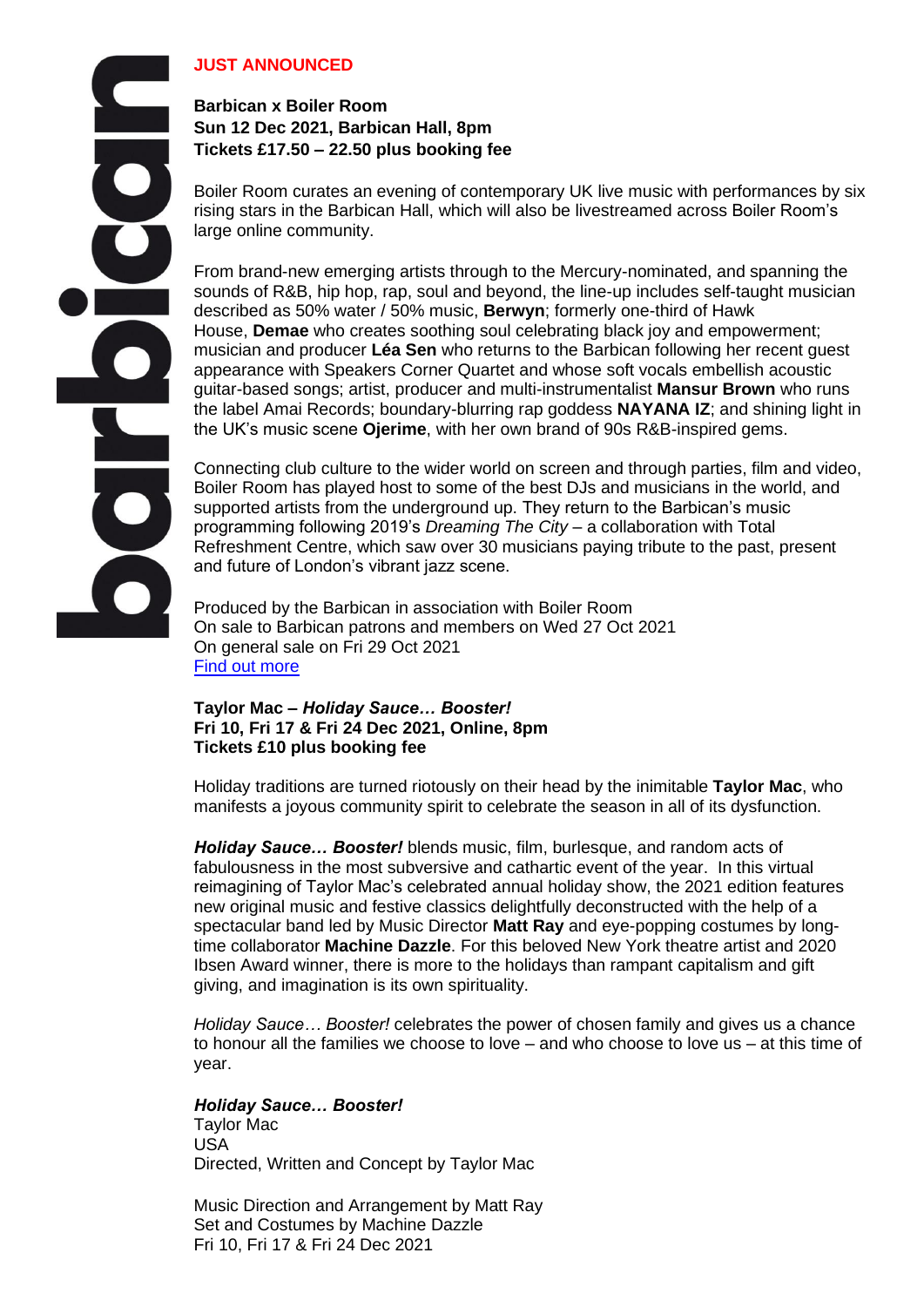**JUST ANNOUNCED**

**Barbican x Boiler Room**
**Sun 12 Dec 2021, Barbican Hall, 8pm**
**Tickets £17.50 – 22.50 plus booking fee**

Boiler Room curates an evening of contemporary UK live music with performances by six rising stars in the Barbican Hall, which will also be livestreamed across Boiler Room's large online community.

From brand-new emerging artists through to the Mercury-nominated, and spanning the sounds of R&B, hip hop, rap, soul and beyond, the line-up includes self-taught musician described as 50% water / 50% music, **Berwyn**; formerly one-third of Hawk House, **Demae** who creates soothing soul celebrating black joy and empowerment; musician and producer **Léa Sen** who returns to the Barbican following her recent guest appearance with Speakers Corner Quartet and whose soft vocals embellish acoustic guitar-based songs; artist, producer and multi-instrumentalist **Mansur Brown** who runs the label Amai Records; boundary-blurring rap goddess **NAYANA IZ**; and shining light in the UK's music scene **Ojerime**, with her own brand of 90s R&B-inspired gems.

Connecting club culture to the wider world on screen and through parties, film and video, Boiler Room has played host to some of the best DJs and musicians in the world, and supported artists from the underground up. They return to the Barbican's music programming following 2019's *Dreaming The City* – a collaboration with Total Refreshment Centre, which saw over 30 musicians paying tribute to the past, present and future of London's vibrant jazz scene.

Produced by the Barbican in association with Boiler Room
On sale to Barbican patrons and members on Wed 27 Oct 2021
On general sale on Fri 29 Oct 2021
Find out more

**Taylor Mac –** ***Holiday Sauce… Booster!***
**Fri 10, Fri 17 & Fri 24 Dec 2021, Online, 8pm**
**Tickets £10 plus booking fee**

Holiday traditions are turned riotously on their head by the inimitable **Taylor Mac**, who manifests a joyous community spirit to celebrate the season in all of its dysfunction.

***Holiday Sauce… Booster!*** blends music, film, burlesque, and random acts of fabulousness in the most subversive and cathartic event of the year. In this virtual reimagining of Taylor Mac's celebrated annual holiday show, the 2021 edition features new original music and festive classics delightfully deconstructed with the help of a spectacular band led by Music Director **Matt Ray** and eye-popping costumes by long-time collaborator **Machine Dazzle**. For this beloved New York theatre artist and 2020 Ibsen Award winner, there is more to the holidays than rampant capitalism and gift giving, and imagination is its own spirituality.

*Holiday Sauce… Booster!* celebrates the power of chosen family and gives us a chance to honour all the families we choose to love – and who choose to love us – at this time of year.

***Holiday Sauce… Booster!***
Taylor Mac
USA
Directed, Written and Concept by Taylor Mac

Music Direction and Arrangement by Matt Ray
Set and Costumes by Machine Dazzle
Fri 10, Fri 17 & Fri 24 Dec 2021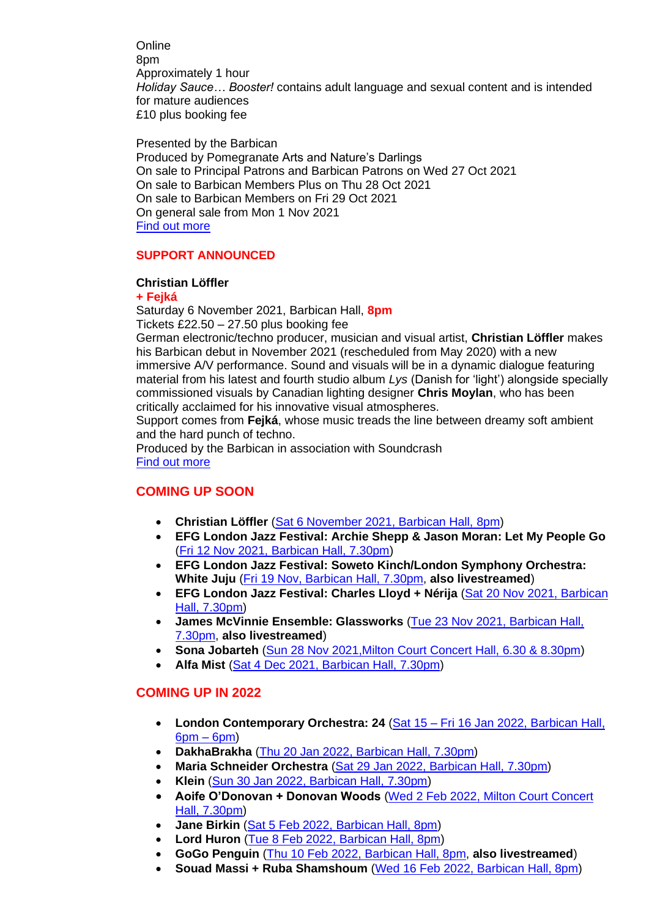Online
8pm
Approximately 1 hour
*Holiday Sauce… Booster!* contains adult language and sexual content and is intended for mature audiences
£10 plus booking fee

Presented by the Barbican
Produced by Pomegranate Arts and Nature's Darlings
On sale to Principal Patrons and Barbican Patrons on Wed 27 Oct 2021
On sale to Barbican Members Plus on Thu 28 Oct 2021
On sale to Barbican Members on Fri 29 Oct 2021
On general sale from Mon 1 Nov 2021
Find out more

## SUPPORT ANNOUNCED

**Christian Löffler**
**+ Fejká**
Saturday 6 November 2021, Barbican Hall, **8pm**
Tickets £22.50 – 27.50 plus booking fee
German electronic/techno producer, musician and visual artist, **Christian Löffler** makes his Barbican debut in November 2021 (rescheduled from May 2020) with a new immersive A/V performance. Sound and visuals will be in a dynamic dialogue featuring material from his latest and fourth studio album *Lys* (Danish for 'light') alongside specially commissioned visuals by Canadian lighting designer **Chris Moylan**, who has been critically acclaimed for his innovative visual atmospheres.
Support comes from **Fejká**, whose music treads the line between dreamy soft ambient and the hard punch of techno.
Produced by the Barbican in association with Soundcrash
Find out more

## COMING UP SOON

- **Christian Löffler** (Sat 6 November 2021, Barbican Hall, 8pm)
- **EFG London Jazz Festival: Archie Shepp & Jason Moran: Let My People Go** (Fri 12 Nov 2021, Barbican Hall, 7.30pm)
- **EFG London Jazz Festival: Soweto Kinch/London Symphony Orchestra: White Juju** (Fri 19 Nov, Barbican Hall, 7.30pm, **also livestreamed**)
- **EFG London Jazz Festival: Charles Lloyd + Nérija** (Sat 20 Nov 2021, Barbican Hall, 7.30pm)
- **James McVinnie Ensemble: Glassworks** (Tue 23 Nov 2021, Barbican Hall, 7.30pm, **also livestreamed**)
- **Sona Jobarteh** (Sun 28 Nov 2021,Milton Court Concert Hall, 6.30 & 8.30pm)
- **Alfa Mist** (Sat 4 Dec 2021, Barbican Hall, 7.30pm)

## COMING UP IN 2022

- **London Contemporary Orchestra: 24** (Sat 15 – Fri 16 Jan 2022, Barbican Hall, 6pm – 6pm)
- **DakhaBrakha** (Thu 20 Jan 2022, Barbican Hall, 7.30pm)
- **Maria Schneider Orchestra** (Sat 29 Jan 2022, Barbican Hall, 7.30pm)
- **Klein** (Sun 30 Jan 2022, Barbican Hall, 7.30pm)
- **Aoife O'Donovan + Donovan Woods** (Wed 2 Feb 2022, Milton Court Concert Hall, 7.30pm)
- **Jane Birkin** (Sat 5 Feb 2022, Barbican Hall, 8pm)
- **Lord Huron** (Tue 8 Feb 2022, Barbican Hall, 8pm)
- **GoGo Penguin** (Thu 10 Feb 2022, Barbican Hall, 8pm, **also livestreamed**)
- **Souad Massi + Ruba Shamshoum** (Wed 16 Feb 2022, Barbican Hall, 8pm)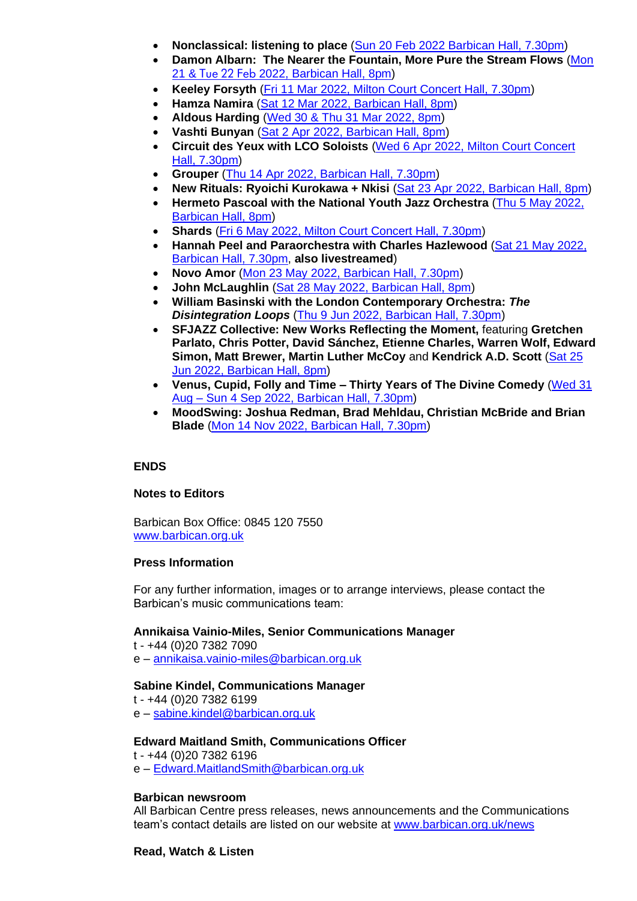- **Nonclassical: listening to place** (Sun 20 Feb 2022 Barbican Hall, 7.30pm)
- **Damon Albarn: The Nearer the Fountain, More Pure the Stream Flows** (Mon 21 & Tue 22 Feb 2022, Barbican Hall, 8pm)
- **Keeley Forsyth** (Fri 11 Mar 2022, Milton Court Concert Hall, 7.30pm)
- **Hamza Namira** (Sat 12 Mar 2022, Barbican Hall, 8pm)
- **Aldous Harding** (Wed 30 & Thu 31 Mar 2022, 8pm)
- **Vashti Bunyan** (Sat 2 Apr 2022, Barbican Hall, 8pm)
- **Circuit des Yeux with LCO Soloists** (Wed 6 Apr 2022, Milton Court Concert Hall, 7.30pm)
- **Grouper** (Thu 14 Apr 2022, Barbican Hall, 7.30pm)
- **New Rituals: Ryoichi Kurokawa + Nkisi** (Sat 23 Apr 2022, Barbican Hall, 8pm)
- **Hermeto Pascoal with the National Youth Jazz Orchestra** (Thu 5 May 2022, Barbican Hall, 8pm)
- **Shards** (Fri 6 May 2022, Milton Court Concert Hall, 7.30pm)
- **Hannah Peel and Paraorchestra with Charles Hazlewood** (Sat 21 May 2022, Barbican Hall, 7.30pm, **also livestreamed**)
- **Novo Amor** (Mon 23 May 2022, Barbican Hall, 7.30pm)
- **John McLaughlin** (Sat 28 May 2022, Barbican Hall, 8pm)
- **William Basinski with the London Contemporary Orchestra: *The Disintegration Loops*** (Thu 9 Jun 2022, Barbican Hall, 7.30pm)
- **SFJAZZ Collective: New Works Reflecting the Moment,** featuring **Gretchen Parlato, Chris Potter, David Sánchez, Etienne Charles, Warren Wolf, Edward Simon, Matt Brewer, Martin Luther McCoy** and **Kendrick A.D. Scott** (Sat 25 Jun 2022, Barbican Hall, 8pm)
- **Venus, Cupid, Folly and Time – Thirty Years of The Divine Comedy** (Wed 31 Aug – Sun 4 Sep 2022, Barbican Hall, 7.30pm)
- **MoodSwing: Joshua Redman, Brad Mehldau, Christian McBride and Brian Blade** (Mon 14 Nov 2022, Barbican Hall, 7.30pm)

**ENDS**

**Notes to Editors**

Barbican Box Office: 0845 120 7550
www.barbican.org.uk

**Press Information**

For any further information, images or to arrange interviews, please contact the Barbican's music communications team:

**Annikaisa Vainio-Miles, Senior Communications Manager**
t - +44 (0)20 7382 7090
e – annikaisa.vainio-miles@barbican.org.uk

**Sabine Kindel, Communications Manager**
t - +44 (0)20 7382 6199
e – sabine.kindel@barbican.org.uk

**Edward Maitland Smith, Communications Officer**
t - +44 (0)20 7382 6196
e – Edward.MaitlandSmith@barbican.org.uk

**Barbican newsroom**
All Barbican Centre press releases, news announcements and the Communications team's contact details are listed on our website at www.barbican.org.uk/news

**Read, Watch & Listen**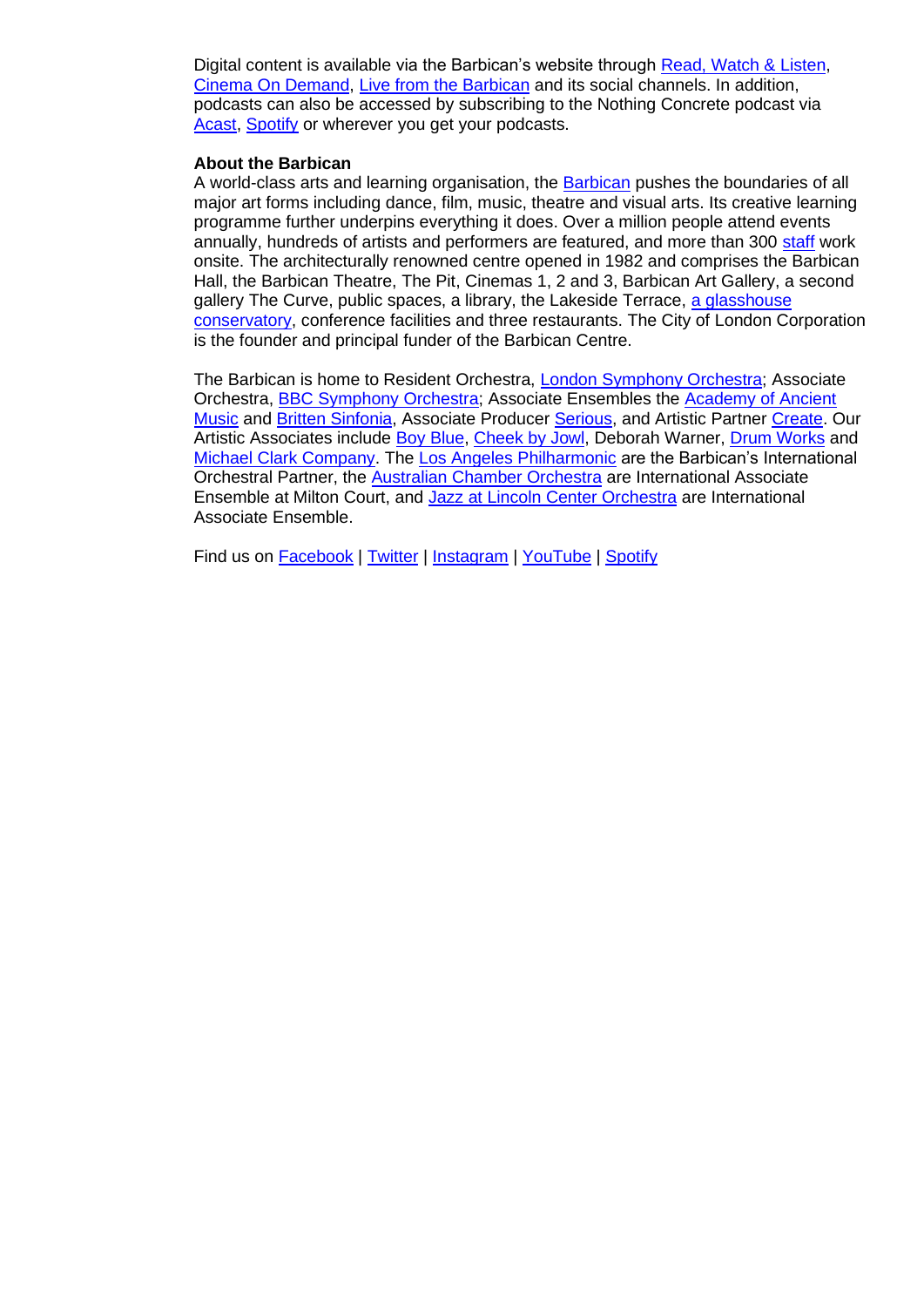Digital content is available via the Barbican's website through Read, Watch & Listen, Cinema On Demand, Live from the Barbican and its social channels. In addition, podcasts can also be accessed by subscribing to the Nothing Concrete podcast via Acast, Spotify or wherever you get your podcasts.

**About the Barbican**

A world-class arts and learning organisation, the Barbican pushes the boundaries of all major art forms including dance, film, music, theatre and visual arts. Its creative learning programme further underpins everything it does. Over a million people attend events annually, hundreds of artists and performers are featured, and more than 300 staff work onsite. The architecturally renowned centre opened in 1982 and comprises the Barbican Hall, the Barbican Theatre, The Pit, Cinemas 1, 2 and 3, Barbican Art Gallery, a second gallery The Curve, public spaces, a library, the Lakeside Terrace, a glasshouse conservatory, conference facilities and three restaurants. The City of London Corporation is the founder and principal funder of the Barbican Centre.

The Barbican is home to Resident Orchestra, London Symphony Orchestra; Associate Orchestra, BBC Symphony Orchestra; Associate Ensembles the Academy of Ancient Music and Britten Sinfonia, Associate Producer Serious, and Artistic Partner Create. Our Artistic Associates include Boy Blue, Cheek by Jowl, Deborah Warner, Drum Works and Michael Clark Company. The Los Angeles Philharmonic are the Barbican's International Orchestral Partner, the Australian Chamber Orchestra are International Associate Ensemble at Milton Court, and Jazz at Lincoln Center Orchestra are International Associate Ensemble.

Find us on Facebook | Twitter | Instagram | YouTube | Spotify